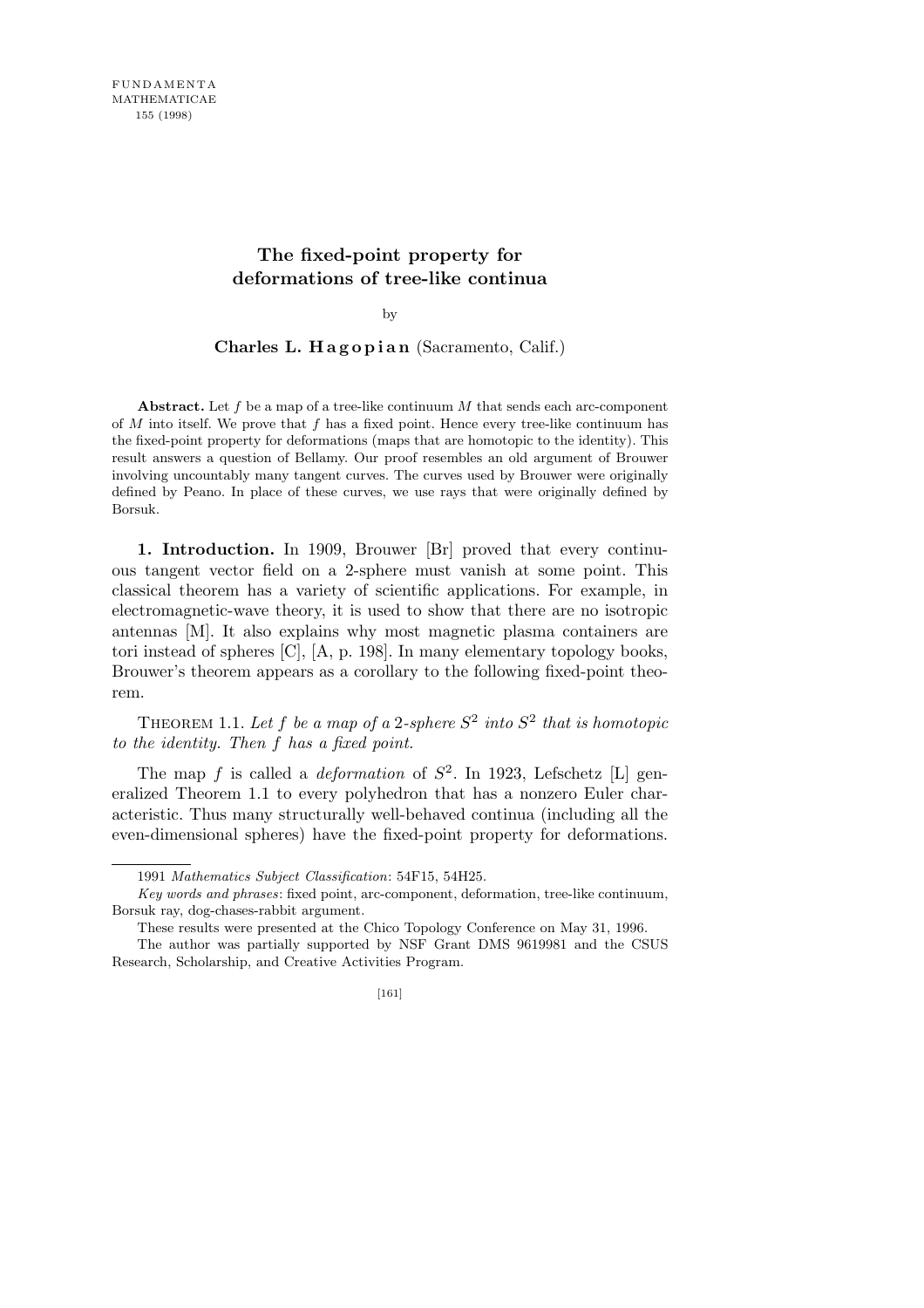FUNDAMENTA MATHEMATICAE 155 (1998)

# The fixed-point property for deformations of tree-like continua

by

**Charles L. Hagopian** (Sacramento, Calif.)

**Abstract.** Let $f$ be a map of a tree-like continuum $M$ that sends each arc-component of $M$ into itself. We prove that $f$ has a fixed point. Hence every tree-like continuum has the fixed-point property for deformations (maps that are homotopic to the identity). This result answers a question of Bellamy. Our proof resembles an old argument of Brouwer involving uncountably many tangent curves. The curves used by Brouwer were originally defined by Peano. In place of these curves, we use rays that were originally defined by Borsuk.

**1. Introduction.** In 1909, Brouwer [Br] proved that every continuous tangent vector field on a 2-sphere must vanish at some point. This classical theorem has a variety of scientific applications. For example, in electromagnetic-wave theory, it is used to show that there are no isotropic antennas [M]. It also explains why most magnetic plasma containers are tori instead of spheres [C], [A, p. 198]. In many elementary topology books, Brouwer's theorem appears as a corollary to the following fixed-point theorem.

THEOREM 1.1. *Let $f$ be a map of a 2-sphere $S^2$ into $S^2$ that is homotopic to the identity. Then $f$ has a fixed point.*

The map $f$ is called a *deformation* of $S^2$. In 1923, Lefschetz [L] generalized Theorem 1.1 to every polyhedron that has a nonzero Euler characteristic. Thus many structurally well-behaved continua (including all the even-dimensional spheres) have the fixed-point property for deformations.

---

1991 *Mathematics Subject Classification*: 54F15, 54H25.

*Key words and phrases*: fixed point, arc-component, deformation, tree-like continuum, Borsuk ray, dog-chases-rabbit argument.

These results were presented at the Chico Topology Conference on May 31, 1996.

The author was partially supported by NSF Grant DMS 9619981 and the CSUS Research, Scholarship, and Creative Activities Program.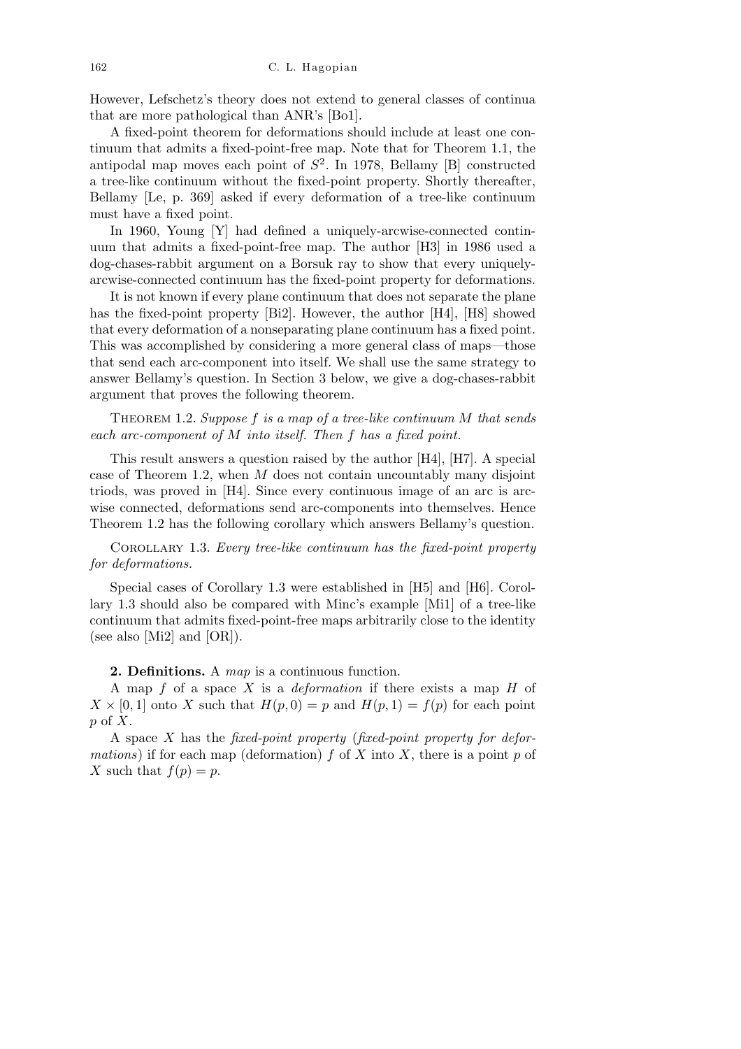However, Lefschetz's theory does not extend to general classes of continua that are more pathological than ANR's [Bo1].

A fixed-point theorem for deformations should include at least one continuum that admits a fixed-point-free map. Note that for Theorem 1.1, the antipodal map moves each point of $S^2$. In 1978, Bellamy [B] constructed a tree-like continuum without the fixed-point property. Shortly thereafter, Bellamy [Le, p. 369] asked if every deformation of a tree-like continuum must have a fixed point.

In 1960, Young [Y] had defined a uniquely-arcwise-connected continuum that admits a fixed-point-free map. The author [H3] in 1986 used a dog-chases-rabbit argument on a Borsuk ray to show that every uniquely-arcwise-connected continuum has the fixed-point property for deformations.

It is not known if every plane continuum that does not separate the plane has the fixed-point property [Bi2]. However, the author [H4], [H8] showed that every deformation of a nonseparating plane continuum has a fixed point. This was accomplished by considering a more general class of maps—those that send each arc-component into itself. We shall use the same strategy to answer Bellamy's question. In Section 3 below, we give a dog-chases-rabbit argument that proves the following theorem.

Theorem 1.2. *Suppose $f$ is a map of a tree-like continuum $M$ that sends each arc-component of $M$ into itself. Then $f$ has a fixed point.*

This result answers a question raised by the author [H4], [H7]. A special case of Theorem 1.2, when $M$ does not contain uncountably many disjoint triods, was proved in [H4]. Since every continuous image of an arc is arcwise connected, deformations send arc-components into themselves. Hence Theorem 1.2 has the following corollary which answers Bellamy's question.

Corollary 1.3. *Every tree-like continuum has the fixed-point property for deformations.*

Special cases of Corollary 1.3 were established in [H5] and [H6]. Corollary 1.3 should also be compared with Minc's example [Mi1] of a tree-like continuum that admits fixed-point-free maps arbitrarily close to the identity (see also [Mi2] and [OR]).

**2. Definitions.** A *map* is a continuous function.

A map $f$ of a space $X$ is a *deformation* if there exists a map $H$ of $X \times [0,1]$ onto $X$ such that $H(p,0) = p$ and $H(p,1) = f(p)$ for each point $p$ of $X$.

A space $X$ has the *fixed-point property* (*fixed-point property for deformations*) if for each map (deformation) $f$ of $X$ into $X$, there is a point $p$ of $X$ such that $f(p) = p$.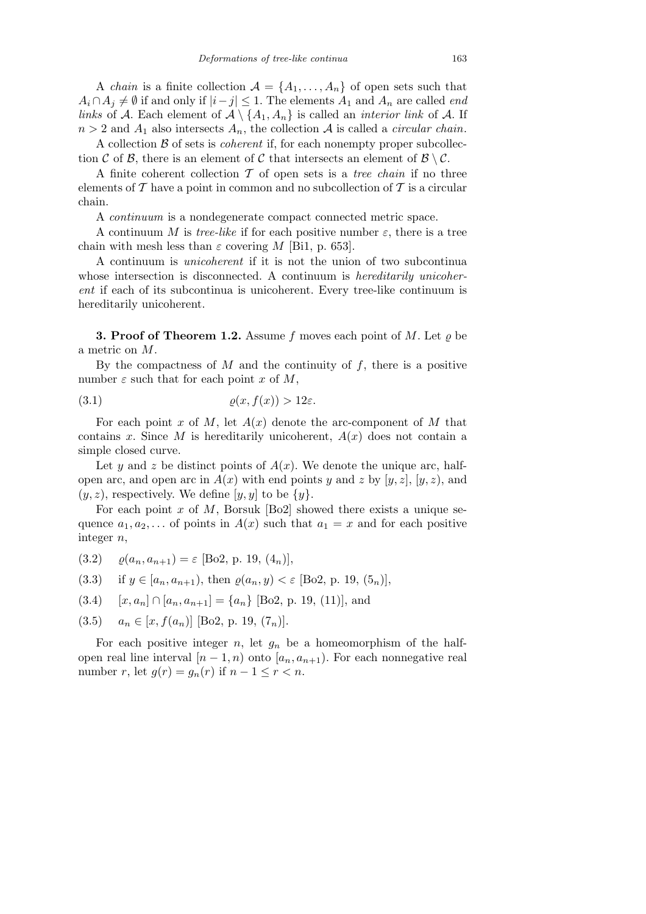A *chain* is a finite collection $\mathcal{A} = \{A_1, \ldots, A_n\}$ of open sets such that $A_i \cap A_j \neq \emptyset$ if and only if $|i-j| \leq 1$. The elements $A_1$ and $A_n$ are called *end links* of $\mathcal{A}$. Each element of $\mathcal{A} \setminus \{A_1, A_n\}$ is called an *interior link* of $\mathcal{A}$. If $n > 2$ and $A_1$ also intersects $A_n$, the collection $\mathcal{A}$ is called a *circular chain*.

A collection $\mathcal{B}$ of sets is *coherent* if, for each nonempty proper subcollection $\mathcal{C}$ of $\mathcal{B}$, there is an element of $\mathcal{C}$ that intersects an element of $\mathcal{B} \setminus \mathcal{C}$.

A finite coherent collection $\mathcal{T}$ of open sets is a *tree chain* if no three elements of $\mathcal{T}$ have a point in common and no subcollection of $\mathcal{T}$ is a circular chain.

A *continuum* is a nondegenerate compact connected metric space.

A continuum $M$ is *tree-like* if for each positive number $\varepsilon$, there is a tree chain with mesh less than $\varepsilon$ covering $M$ [Bi1, p. 653].

A continuum is *unicoherent* if it is not the union of two subcontinua whose intersection is disconnected. A continuum is *hereditarily unicoherent* if each of its subcontinua is unicoherent. Every tree-like continuum is hereditarily unicoherent.

**3. Proof of Theorem 1.2.** Assume $f$ moves each point of $M$. Let $\varrho$ be a metric on $M$.

By the compactness of $M$ and the continuity of $f$, there is a positive number $\varepsilon$ such that for each point $x$ of $M$,

$$\varrho(x, f(x)) > 12\varepsilon. \tag{3.1}$$

For each point $x$ of $M$, let $A(x)$ denote the arc-component of $M$ that contains $x$. Since $M$ is hereditarily unicoherent, $A(x)$ does not contain a simple closed curve.

Let $y$ and $z$ be distinct points of $A(x)$. We denote the unique arc, half-open arc, and open arc in $A(x)$ with end points $y$ and $z$ by $[y, z]$, $[y, z)$, and $(y, z)$, respectively. We define $[y, y]$ to be $\{y\}$.

For each point $x$ of $M$, Borsuk [Bo2] showed there exists a unique sequence $a_1, a_2, \ldots$ of points in $A(x)$ such that $a_1 = x$ and for each positive integer $n$,

(3.2) $\quad \varrho(a_n, a_{n+1}) = \varepsilon$ [Bo2, p. 19, $(4_n)$],

(3.3) $\quad$ if $y \in [a_n, a_{n+1})$, then $\varrho(a_n, y) < \varepsilon$ [Bo2, p. 19, $(5_n)$],

(3.4) $\quad [x, a_n] \cap [a_n, a_{n+1}] = \{a_n\}$ [Bo2, p. 19, (11)], and

(3.5) $\quad a_n \in [x, f(a_n)]$ [Bo2, p. 19, $(7_n)$].

For each positive integer $n$, let $g_n$ be a homeomorphism of the half-open real line interval $[n-1, n)$ onto $[a_n, a_{n+1})$. For each nonnegative real number $r$, let $g(r) = g_n(r)$ if $n - 1 \leq r < n$.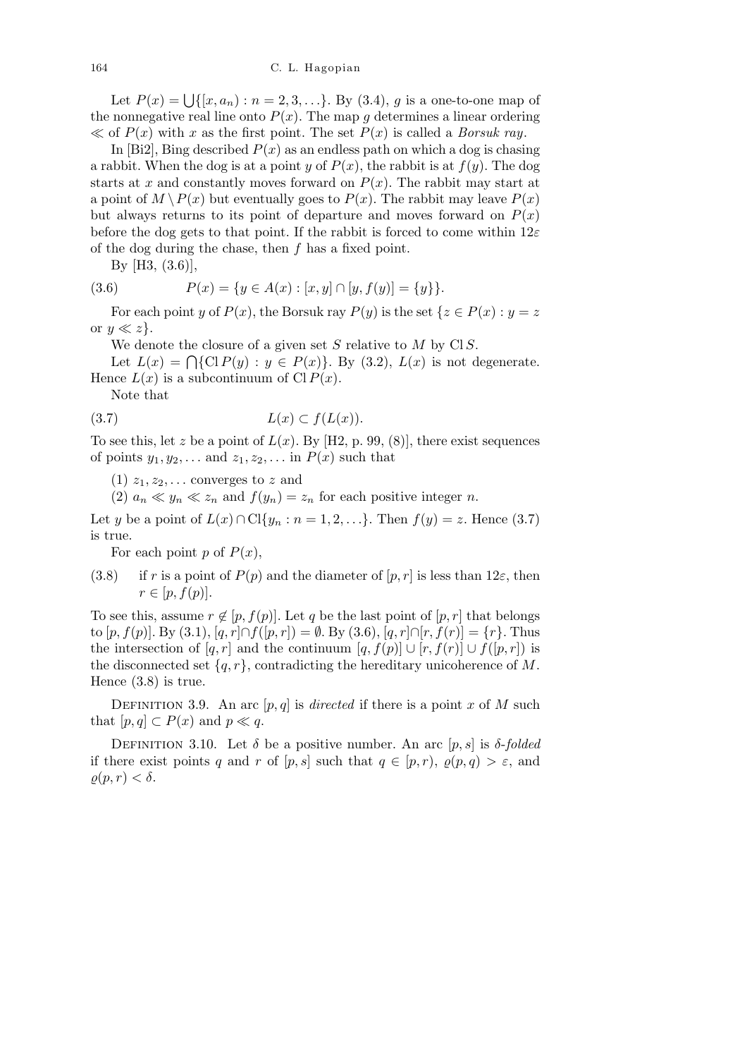Let $P(x) = \bigcup\{[x, a_n) : n = 2, 3, \ldots\}$. By (3.4), $g$ is a one-to-one map of the nonnegative real line onto $P(x)$. The map $g$ determines a linear ordering $\ll$ of $P(x)$ with $x$ as the first point. The set $P(x)$ is called a *Borsuk ray*.

In [Bi2], Bing described $P(x)$ as an endless path on which a dog is chasing a rabbit. When the dog is at a point $y$ of $P(x)$, the rabbit is at $f(y)$. The dog starts at $x$ and constantly moves forward on $P(x)$. The rabbit may start at a point of $M \setminus P(x)$ but eventually goes to $P(x)$. The rabbit may leave $P(x)$ but always returns to its point of departure and moves forward on $P(x)$ before the dog gets to that point. If the rabbit is forced to come within $12\varepsilon$ of the dog during the chase, then $f$ has a fixed point.

By [H3, (3.6)],

$$P(x) = \{y \in A(x) : [x, y] \cap [y, f(y)] = \{y\}\}. \tag{3.6}$$

For each point $y$ of $P(x)$, the Borsuk ray $P(y)$ is the set $\{z \in P(x) : y = z$ or $y \ll z\}$.

We denote the closure of a given set $S$ relative to $M$ by $\mathrm{Cl}\, S$.

Let $L(x) = \bigcap\{\mathrm{Cl}\, P(y) : y \in P(x)\}$. By (3.2), $L(x)$ is not degenerate. Hence $L(x)$ is a subcontinuum of $\mathrm{Cl}\, P(x)$.

Note that

$$L(x) \subset f(L(x)). \tag{3.7}$$

To see this, let $z$ be a point of $L(x)$. By [H2, p. 99, (8)], there exist sequences of points $y_1, y_2, \ldots$ and $z_1, z_2, \ldots$ in $P(x)$ such that

(1) $z_1, z_2, \ldots$ converges to $z$ and

(2) $a_n \ll y_n \ll z_n$ and $f(y_n) = z_n$ for each positive integer $n$.

Let $y$ be a point of $L(x) \cap \mathrm{Cl}\{y_n : n = 1, 2, \ldots\}$. Then $f(y) = z$. Hence (3.7) is true.

For each point $p$ of $P(x)$,

(3.8) if $r$ is a point of $P(p)$ and the diameter of $[p, r]$ is less than $12\varepsilon$, then $r \in [p, f(p)]$.

To see this, assume $r \notin [p, f(p)]$. Let $q$ be the last point of $[p, r]$ that belongs to $[p, f(p)]$. By (3.1), $[q, r] \cap f([p, r]) = \emptyset$. By (3.6), $[q, r] \cap [r, f(r)] = \{r\}$. Thus the intersection of $[q, r]$ and the continuum $[q, f(p)] \cup [r, f(r)] \cup f([p, r])$ is the disconnected set $\{q, r\}$, contradicting the hereditary unicoherence of $M$. Hence (3.8) is true.

Definition 3.9. An arc $[p, q]$ is *directed* if there is a point $x$ of $M$ such that $[p, q] \subset P(x)$ and $p \ll q$.

Definition 3.10. Let $\delta$ be a positive number. An arc $[p, s]$ is *$\delta$-folded* if there exist points $q$ and $r$ of $[p, s]$ such that $q \in [p, r)$, $\varrho(p, q) > \varepsilon$, and $\varrho(p, r) < \delta$.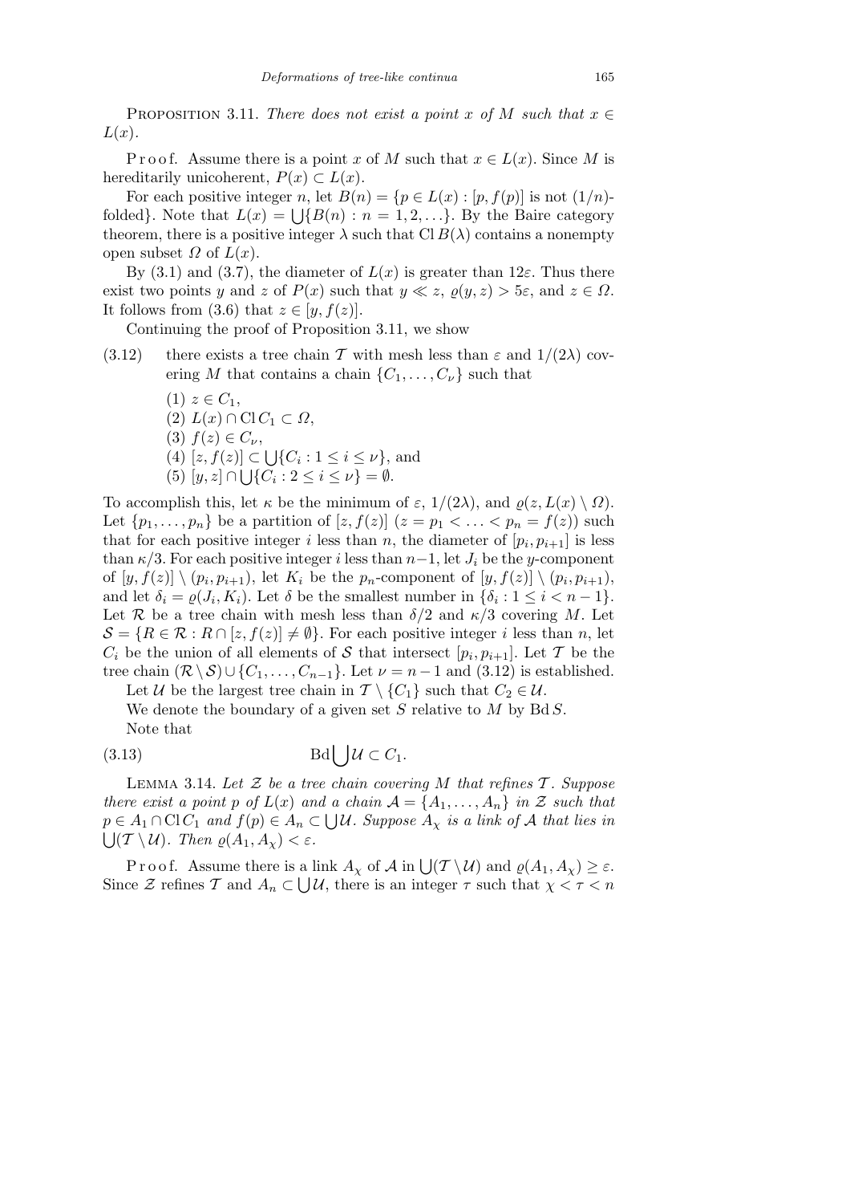PROPOSITION 3.11. *There does not exist a point $x$ of $M$ such that $x \in L(x)$.*

P r o o f. Assume there is a point $x$ of $M$ such that $x \in L(x)$. Since $M$ is hereditarily unicoherent, $P(x) \subset L(x)$.

For each positive integer $n$, let $B(n) = \{p \in L(x) : [p, f(p)]$ is not $(1/n)$-folded$\}$. Note that $L(x) = \bigcup\{B(n) : n = 1, 2, \ldots\}$. By the Baire category theorem, there is a positive integer $\lambda$ such that $\mathrm{Cl}\, B(\lambda)$ contains a nonempty open subset $\Omega$ of $L(x)$.

By (3.1) and (3.7), the diameter of $L(x)$ is greater than $12\varepsilon$. Thus there exist two points $y$ and $z$ of $P(x)$ such that $y \ll z$, $\varrho(y, z) > 5\varepsilon$, and $z \in \Omega$. It follows from (3.6) that $z \in [y, f(z)]$.

Continuing the proof of Proposition 3.11, we show

(3.12) there exists a tree chain $\mathcal{T}$ with mesh less than $\varepsilon$ and $1/(2\lambda)$ covering $M$ that contains a chain $\{C_1, \ldots, C_\nu\}$ such that

- (1) $z \in C_1$,
- (2) $L(x) \cap \mathrm{Cl}\, C_1 \subset \Omega$,
- (3) $f(z) \in C_\nu$,
- (4) $[z, f(z)] \subset \bigcup\{C_i : 1 \le i \le \nu\}$, and
- (5) $[y, z] \cap \bigcup\{C_i : 2 \le i \le \nu\} = \emptyset$.

To accomplish this, let $\kappa$ be the minimum of $\varepsilon$, $1/(2\lambda)$, and $\varrho(z, L(x) \setminus \Omega)$. Let $\{p_1, \ldots, p_n\}$ be a partition of $[z, f(z)]$ $(z = p_1 < \ldots < p_n = f(z))$ such that for each positive integer $i$ less than $n$, the diameter of $[p_i, p_{i+1}]$ is less than $\kappa/3$. For each positive integer $i$ less than $n-1$, let $J_i$ be the $y$-component of $[y, f(z)] \setminus (p_i, p_{i+1})$, let $K_i$ be the $p_n$-component of $[y, f(z)] \setminus (p_i, p_{i+1})$, and let $\delta_i = \varrho(J_i, K_i)$. Let $\delta$ be the smallest number in $\{\delta_i : 1 \le i < n-1\}$. Let $\mathcal{R}$ be a tree chain with mesh less than $\delta/2$ and $\kappa/3$ covering $M$. Let $\mathcal{S} = \{R \in \mathcal{R} : R \cap [z, f(z)] \ne \emptyset\}$. For each positive integer $i$ less than $n$, let $C_i$ be the union of all elements of $\mathcal{S}$ that intersect $[p_i, p_{i+1}]$. Let $\mathcal{T}$ be the tree chain $(\mathcal{R} \setminus \mathcal{S}) \cup \{C_1, \ldots, C_{n-1}\}$. Let $\nu = n-1$ and (3.12) is established.

Let $\mathcal{U}$ be the largest tree chain in $\mathcal{T} \setminus \{C_1\}$ such that $C_2 \in \mathcal{U}$.

We denote the boundary of a given set $S$ relative to $M$ by $\mathrm{Bd}\, S$.

Note that

$$\mathrm{Bd} \bigcup \mathcal{U} \subset C_1. \tag{3.13}$$

LEMMA 3.14. *Let $\mathcal{Z}$ be a tree chain covering $M$ that refines $\mathcal{T}$. Suppose there exist a point $p$ of $L(x)$ and a chain $\mathcal{A} = \{A_1, \ldots, A_n\}$ in $\mathcal{Z}$ such that $p \in A_1 \cap \mathrm{Cl}\, C_1$ and $f(p) \in A_n \subset \bigcup \mathcal{U}$. Suppose $A_\chi$ is a link of $\mathcal{A}$ that lies in $\bigcup(\mathcal{T} \setminus \mathcal{U})$. Then $\varrho(A_1, A_\chi) < \varepsilon$.*

P r o o f. Assume there is a link $A_\chi$ of $\mathcal{A}$ in $\bigcup(\mathcal{T} \setminus \mathcal{U})$ and $\varrho(A_1, A_\chi) \ge \varepsilon$. Since $\mathcal{Z}$ refines $\mathcal{T}$ and $A_n \subset \bigcup \mathcal{U}$, there is an integer $\tau$ such that $\chi < \tau < n$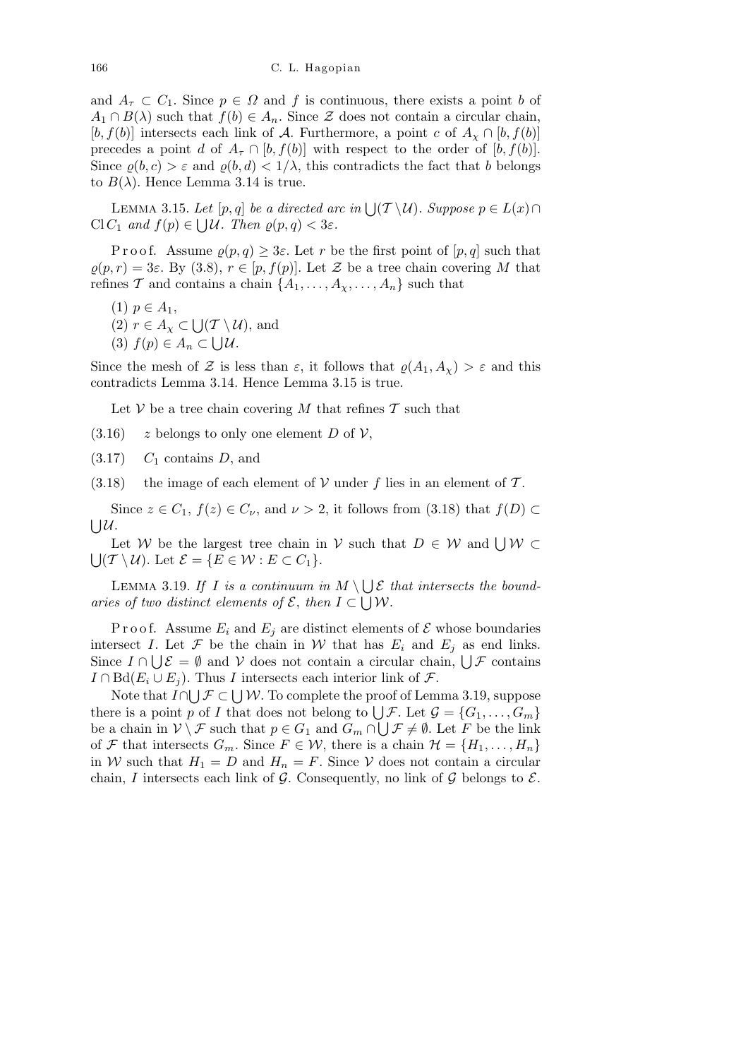and $A_\tau \subset C_1$. Since $p \in \Omega$ and $f$ is continuous, there exists a point $b$ of $A_1 \cap B(\lambda)$ such that $f(b) \in A_n$. Since $\mathcal{Z}$ does not contain a circular chain, $[b, f(b)]$ intersects each link of $\mathcal{A}$. Furthermore, a point $c$ of $A_\chi \cap [b, f(b)]$ precedes a point $d$ of $A_\tau \cap [b, f(b)]$ with respect to the order of $[b, f(b)]$. Since $\varrho(b, c) > \varepsilon$ and $\varrho(b, d) < 1/\lambda$, this contradicts the fact that $b$ belongs to $B(\lambda)$. Hence Lemma 3.14 is true.

LEMMA 3.15. *Let $[p, q]$ be a directed arc in $\bigcup(\mathcal{T} \setminus \mathcal{U})$. Suppose $p \in L(x) \cap \mathrm{Cl}\, C_1$ and $f(p) \in \bigcup \mathcal{U}$. Then $\varrho(p, q) < 3\varepsilon$.*

Proof. Assume $\varrho(p, q) \geq 3\varepsilon$. Let $r$ be the first point of $[p, q]$ such that $\varrho(p, r) = 3\varepsilon$. By (3.8), $r \in [p, f(p)]$. Let $\mathcal{Z}$ be a tree chain covering $M$ that refines $\mathcal{T}$ and contains a chain $\{A_1, \ldots, A_\chi, \ldots, A_n\}$ such that

(1) $p \in A_1$,
(2) $r \in A_\chi \subset \bigcup(\mathcal{T} \setminus \mathcal{U})$, and
(3) $f(p) \in A_n \subset \bigcup \mathcal{U}$.

Since the mesh of $\mathcal{Z}$ is less than $\varepsilon$, it follows that $\varrho(A_1, A_\chi) > \varepsilon$ and this contradicts Lemma 3.14. Hence Lemma 3.15 is true.

Let $\mathcal{V}$ be a tree chain covering $M$ that refines $\mathcal{T}$ such that

(3.16) $z$ belongs to only one element $D$ of $\mathcal{V}$,

(3.17) $C_1$ contains $D$, and

(3.18) the image of each element of $\mathcal{V}$ under $f$ lies in an element of $\mathcal{T}$.

Since $z \in C_1$, $f(z) \in C_\nu$, and $\nu > 2$, it follows from (3.18) that $f(D) \subset \bigcup \mathcal{U}$.

Let $\mathcal{W}$ be the largest tree chain in $\mathcal{V}$ such that $D \in \mathcal{W}$ and $\bigcup \mathcal{W} \subset \bigcup(\mathcal{T} \setminus \mathcal{U})$. Let $\mathcal{E} = \{E \in \mathcal{W} : E \subset C_1\}$.

LEMMA 3.19. *If $I$ is a continuum in $M \setminus \bigcup \mathcal{E}$ that intersects the boundaries of two distinct elements of $\mathcal{E}$, then $I \subset \bigcup \mathcal{W}$.*

Proof. Assume $E_i$ and $E_j$ are distinct elements of $\mathcal{E}$ whose boundaries intersect $I$. Let $\mathcal{F}$ be the chain in $\mathcal{W}$ that has $E_i$ and $E_j$ as end links. Since $I \cap \bigcup \mathcal{E} = \emptyset$ and $\mathcal{V}$ does not contain a circular chain, $\bigcup \mathcal{F}$ contains $I \cap \mathrm{Bd}(E_i \cup E_j)$. Thus $I$ intersects each interior link of $\mathcal{F}$.

Note that $I \cap \bigcup \mathcal{F} \subset \bigcup \mathcal{W}$. To complete the proof of Lemma 3.19, suppose there is a point $p$ of $I$ that does not belong to $\bigcup \mathcal{F}$. Let $\mathcal{G} = \{G_1, \ldots, G_m\}$ be a chain in $\mathcal{V} \setminus \mathcal{F}$ such that $p \in G_1$ and $G_m \cap \bigcup \mathcal{F} \neq \emptyset$. Let $F$ be the link of $\mathcal{F}$ that intersects $G_m$. Since $F \in \mathcal{W}$, there is a chain $\mathcal{H} = \{H_1, \ldots, H_n\}$ in $\mathcal{W}$ such that $H_1 = D$ and $H_n = F$. Since $\mathcal{V}$ does not contain a circular chain, $I$ intersects each link of $\mathcal{G}$. Consequently, no link of $\mathcal{G}$ belongs to $\mathcal{E}$.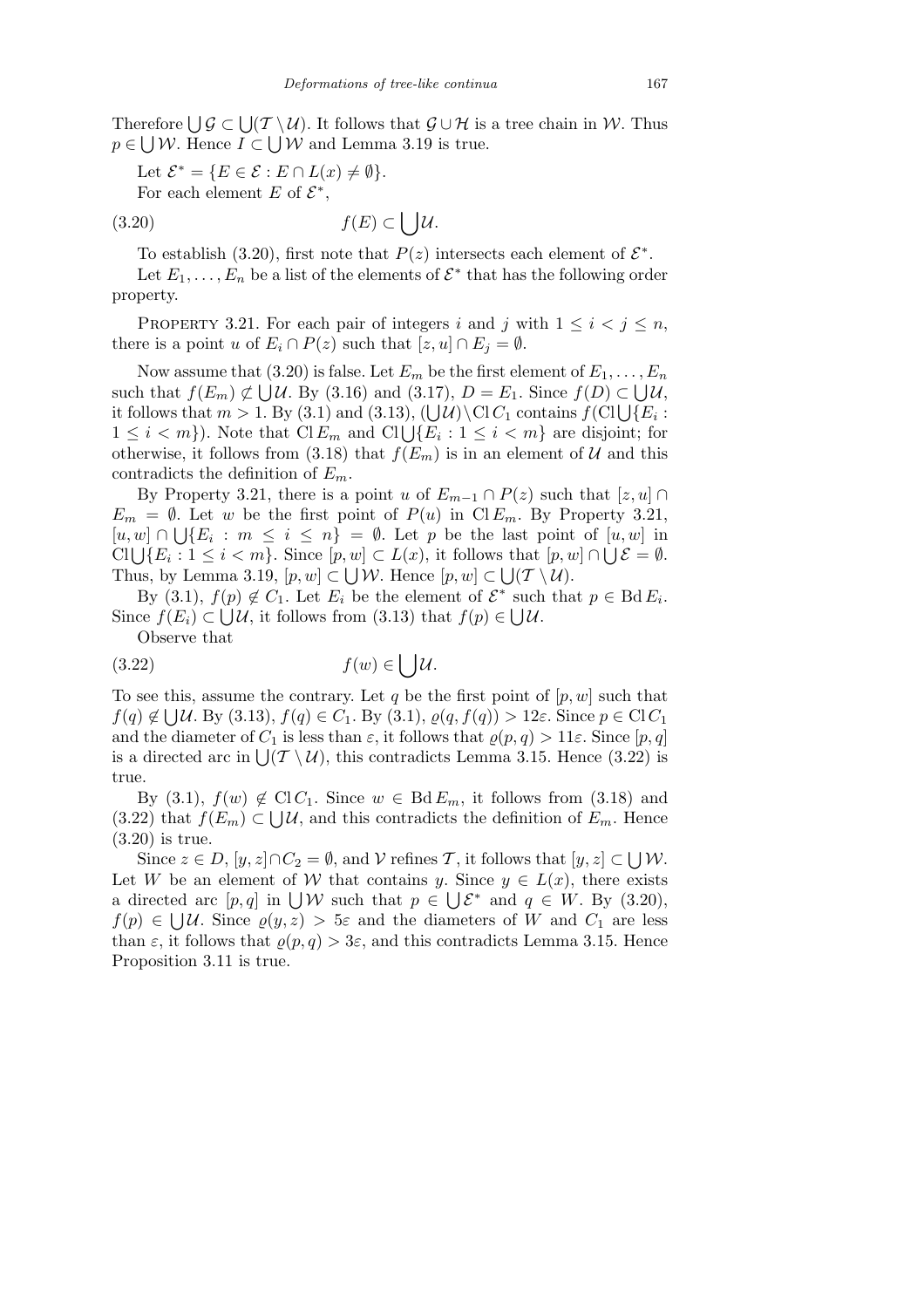Therefore $\bigcup \mathcal{G} \subset \bigcup(\mathcal{T} \setminus \mathcal{U})$. It follows that $\mathcal{G} \cup \mathcal{H}$ is a tree chain in $\mathcal{W}$. Thus $p \in \bigcup \mathcal{W}$. Hence $I \subset \bigcup \mathcal{W}$ and Lemma 3.19 is true.

Let $\mathcal{E}^* = \{E \in \mathcal{E} : E \cap L(x) \neq \emptyset\}$.

For each element $E$ of $\mathcal{E}^*$,

$$f(E) \subset \bigcup \mathcal{U}. \tag{3.20}$$

To establish (3.20), first note that $P(z)$ intersects each element of $\mathcal{E}^*$.

Let $E_1, \ldots, E_n$ be a list of the elements of $\mathcal{E}^*$ that has the following order property.

Property 3.21. For each pair of integers $i$ and $j$ with $1 \leq i < j \leq n$, there is a point $u$ of $E_i \cap P(z)$ such that $[z, u] \cap E_j = \emptyset$.

Now assume that (3.20) is false. Let $E_m$ be the first element of $E_1, \ldots, E_n$ such that $f(E_m) \not\subset \bigcup \mathcal{U}$. By (3.16) and (3.17), $D = E_1$. Since $f(D) \subset \bigcup \mathcal{U}$, it follows that $m > 1$. By (3.1) and (3.13), $(\bigcup \mathcal{U}) \setminus \operatorname{Cl} C_1$ contains $f(\operatorname{Cl} \bigcup \{E_i : 1 \leq i < m\})$. Note that $\operatorname{Cl} E_m$ and $\operatorname{Cl} \bigcup \{E_i : 1 \leq i < m\}$ are disjoint; for otherwise, it follows from (3.18) that $f(E_m)$ is in an element of $\mathcal{U}$ and this contradicts the definition of $E_m$.

By Property 3.21, there is a point $u$ of $E_{m-1} \cap P(z)$ such that $[z, u] \cap E_m = \emptyset$. Let $w$ be the first point of $P(u)$ in $\operatorname{Cl} E_m$. By Property 3.21, $[u, w] \cap \bigcup \{E_i : m \leq i \leq n\} = \emptyset$. Let $p$ be the last point of $[u, w]$ in $\operatorname{Cl} \bigcup \{E_i : 1 \leq i < m\}$. Since $[p, w] \subset L(x)$, it follows that $[p, w] \cap \bigcup \mathcal{E} = \emptyset$. Thus, by Lemma 3.19, $[p, w] \subset \bigcup \mathcal{W}$. Hence $[p, w] \subset \bigcup (\mathcal{T} \setminus \mathcal{U})$.

By (3.1), $f(p) \notin C_1$. Let $E_i$ be the element of $\mathcal{E}^*$ such that $p \in \operatorname{Bd} E_i$. Since $f(E_i) \subset \bigcup \mathcal{U}$, it follows from (3.13) that $f(p) \in \bigcup \mathcal{U}$.

Observe that

$$f(w) \in \bigcup \mathcal{U}. \tag{3.22}$$

To see this, assume the contrary. Let $q$ be the first point of $[p, w]$ such that $f(q) \notin \bigcup \mathcal{U}$. By (3.13), $f(q) \in C_1$. By (3.1), $\varrho(q, f(q)) > 12\varepsilon$. Since $p \in \operatorname{Cl} C_1$ and the diameter of $C_1$ is less than $\varepsilon$, it follows that $\varrho(p, q) > 11\varepsilon$. Since $[p, q]$ is a directed arc in $\bigcup (\mathcal{T} \setminus \mathcal{U})$, this contradicts Lemma 3.15. Hence (3.22) is true.

By (3.1), $f(w) \notin \operatorname{Cl} C_1$. Since $w \in \operatorname{Bd} E_m$, it follows from (3.18) and (3.22) that $f(E_m) \subset \bigcup \mathcal{U}$, and this contradicts the definition of $E_m$. Hence (3.20) is true.

Since $z \in D$, $[y, z] \cap C_2 = \emptyset$, and $\mathcal{V}$ refines $\mathcal{T}$, it follows that $[y, z] \subset \bigcup \mathcal{W}$. Let $W$ be an element of $\mathcal{W}$ that contains $y$. Since $y \in L(x)$, there exists a directed arc $[p, q]$ in $\bigcup \mathcal{W}$ such that $p \in \bigcup \mathcal{E}^*$ and $q \in W$. By (3.20), $f(p) \in \bigcup \mathcal{U}$. Since $\varrho(y, z) > 5\varepsilon$ and the diameters of $W$ and $C_1$ are less than $\varepsilon$, it follows that $\varrho(p, q) > 3\varepsilon$, and this contradicts Lemma 3.15. Hence Proposition 3.11 is true.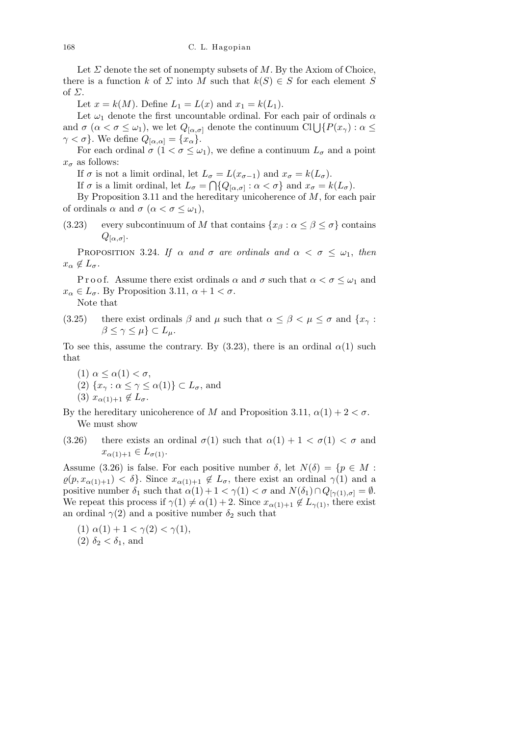Let $\Sigma$ denote the set of nonempty subsets of $M$. By the Axiom of Choice, there is a function $k$ of $\Sigma$ into $M$ such that $k(S) \in S$ for each element $S$ of $\Sigma$.

Let $x = k(M)$. Define $L_1 = L(x)$ and $x_1 = k(L_1)$.

Let $\omega_1$ denote the first uncountable ordinal. For each pair of ordinals $\alpha$ and $\sigma$ ($\alpha < \sigma \leq \omega_1$), we let $Q_{[\alpha,\sigma]}$ denote the continuum $\mathrm{Cl}\bigcup\{P(x_\gamma) : \alpha \leq \gamma < \sigma\}$. We define $Q_{[\alpha,\alpha]} = \{x_\alpha\}$.

For each ordinal $\sigma$ ($1 < \sigma \leq \omega_1$), we define a continuum $L_\sigma$ and a point $x_\sigma$ as follows:

If $\sigma$ is not a limit ordinal, let $L_\sigma = L(x_{\sigma-1})$ and $x_\sigma = k(L_\sigma)$.

If $\sigma$ is a limit ordinal, let $L_\sigma = \bigcap\{Q_{[\alpha,\sigma]} : \alpha < \sigma\}$ and $x_\sigma = k(L_\sigma)$.

By Proposition 3.11 and the hereditary unicoherence of $M$, for each pair of ordinals $\alpha$ and $\sigma$ ($\alpha < \sigma \leq \omega_1$),

(3.23) every subcontinuum of $M$ that contains $\{x_\beta : \alpha \leq \beta \leq \sigma\}$ contains $Q_{[\alpha,\sigma]}$.

Proposition 3.24. *If $\alpha$ and $\sigma$ are ordinals and $\alpha < \sigma \leq \omega_1$, then $x_\alpha \notin L_\sigma$.*

Proof. Assume there exist ordinals $\alpha$ and $\sigma$ such that $\alpha < \sigma \leq \omega_1$ and $x_\alpha \in L_\sigma$. By Proposition 3.11, $\alpha + 1 < \sigma$.

Note that

(3.25) there exist ordinals $\beta$ and $\mu$ such that $\alpha \leq \beta < \mu \leq \sigma$ and $\{x_\gamma : \beta \leq \gamma \leq \mu\} \subset L_\mu$.

To see this, assume the contrary. By (3.23), there is an ordinal $\alpha(1)$ such that

(1) $\alpha \leq \alpha(1) < \sigma$,
(2) $\{x_\gamma : \alpha \leq \gamma \leq \alpha(1)\} \subset L_\sigma$, and
(3) $x_{\alpha(1)+1} \notin L_\sigma$.

By the hereditary unicoherence of $M$ and Proposition 3.11, $\alpha(1) + 2 < \sigma$.

We must show

(3.26) there exists an ordinal $\sigma(1)$ such that $\alpha(1) + 1 < \sigma(1) < \sigma$ and $x_{\alpha(1)+1} \in L_{\sigma(1)}$.

Assume (3.26) is false. For each positive number $\delta$, let $N(\delta) = \{p \in M : \varrho(p, x_{\alpha(1)+1}) < \delta\}$. Since $x_{\alpha(1)+1} \notin L_\sigma$, there exist an ordinal $\gamma(1)$ and a positive number $\delta_1$ such that $\alpha(1)+1 < \gamma(1) < \sigma$ and $N(\delta_1) \cap Q_{[\gamma(1),\sigma]} = \emptyset$. We repeat this process if $\gamma(1) \neq \alpha(1) + 2$. Since $x_{\alpha(1)+1} \notin L_{\gamma(1)}$, there exist an ordinal $\gamma(2)$ and a positive number $\delta_2$ such that

(1) $\alpha(1) + 1 < \gamma(2) < \gamma(1)$,
(2) $\delta_2 < \delta_1$, and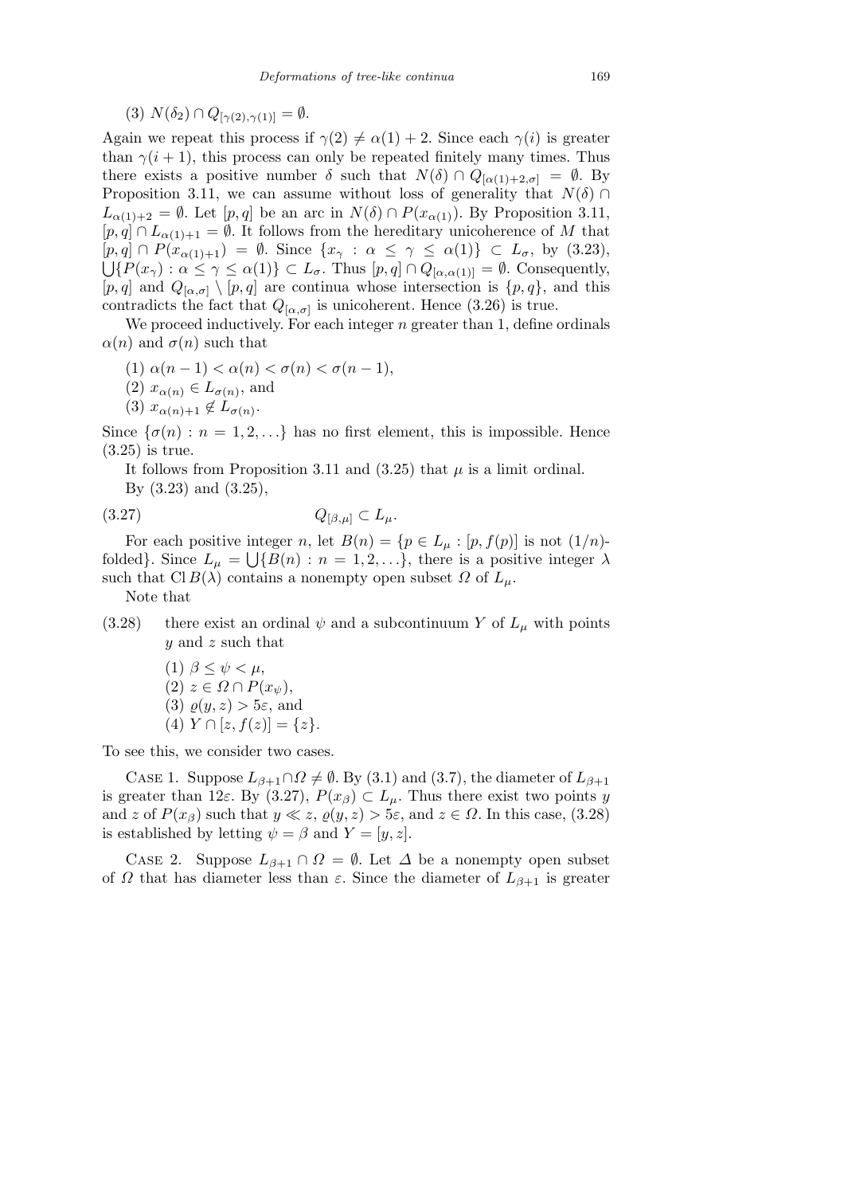(3) $N(\delta_2) \cap Q_{[\gamma(2),\gamma(1)]} = \emptyset$.

Again we repeat this process if $\gamma(2) \neq \alpha(1) + 2$. Since each $\gamma(i)$ is greater than $\gamma(i+1)$, this process can only be repeated finitely many times. Thus there exists a positive number $\delta$ such that $N(\delta) \cap Q_{[\alpha(1)+2,\sigma]} = \emptyset$. By Proposition 3.11, we can assume without loss of generality that $N(\delta) \cap L_{\alpha(1)+2} = \emptyset$. Let $[p,q]$ be an arc in $N(\delta) \cap P(x_{\alpha(1)})$. By Proposition 3.11, $[p,q] \cap L_{\alpha(1)+1} = \emptyset$. It follows from the hereditary unicoherence of $M$ that $[p,q] \cap P(x_{\alpha(1)+1}) = \emptyset$. Since $\{x_\gamma : \alpha \leq \gamma \leq \alpha(1)\} \subset L_\sigma$, by (3.23), $\bigcup\{P(x_\gamma) : \alpha \leq \gamma \leq \alpha(1)\} \subset L_\sigma$. Thus $[p,q] \cap Q_{[\alpha,\alpha(1)]} = \emptyset$. Consequently, $[p,q]$ and $Q_{[\alpha,\sigma]} \setminus [p,q]$ are continua whose intersection is $\{p,q\}$, and this contradicts the fact that $Q_{[\alpha,\sigma]}$ is unicoherent. Hence (3.26) is true.

We proceed inductively. For each integer $n$ greater than 1, define ordinals $\alpha(n)$ and $\sigma(n)$ such that

(1) $\alpha(n-1) < \alpha(n) < \sigma(n) < \sigma(n-1)$,

(2) $x_{\alpha(n)} \in L_{\sigma(n)}$, and

(3) $x_{\alpha(n)+1} \notin L_{\sigma(n)}$.

Since $\{\sigma(n) : n = 1, 2, \ldots\}$ has no first element, this is impossible. Hence (3.25) is true.

It follows from Proposition 3.11 and (3.25) that $\mu$ is a limit ordinal.

By (3.23) and (3.25),

$$Q_{[\beta,\mu]} \subset L_\mu. \tag{3.27}$$

For each positive integer $n$, let $B(n) = \{p \in L_\mu : [p, f(p)] \text{ is not } (1/n)\text{-folded}\}$. Since $L_\mu = \bigcup\{B(n) : n = 1, 2, \ldots\}$, there is a positive integer $\lambda$ such that $\mathrm{Cl}\, B(\lambda)$ contains a nonempty open subset $\Omega$ of $L_\mu$.

Note that

(3.28) there exist an ordinal $\psi$ and a subcontinuum $Y$ of $L_\mu$ with points $y$ and $z$ such that

(1) $\beta \leq \psi < \mu$,

(2) $z \in \Omega \cap P(x_\psi)$,

(3) $\varrho(y,z) > 5\varepsilon$, and

(4) $Y \cap [z, f(z)] = \{z\}$.

To see this, we consider two cases.

Case 1. Suppose $L_{\beta+1} \cap \Omega \neq \emptyset$. By (3.1) and (3.7), the diameter of $L_{\beta+1}$ is greater than $12\varepsilon$. By (3.27), $P(x_\beta) \subset L_\mu$. Thus there exist two points $y$ and $z$ of $P(x_\beta)$ such that $y \ll z$, $\varrho(y,z) > 5\varepsilon$, and $z \in \Omega$. In this case, (3.28) is established by letting $\psi = \beta$ and $Y = [y,z]$.

Case 2. Suppose $L_{\beta+1} \cap \Omega = \emptyset$. Let $\Delta$ be a nonempty open subset of $\Omega$ that has diameter less than $\varepsilon$. Since the diameter of $L_{\beta+1}$ is greater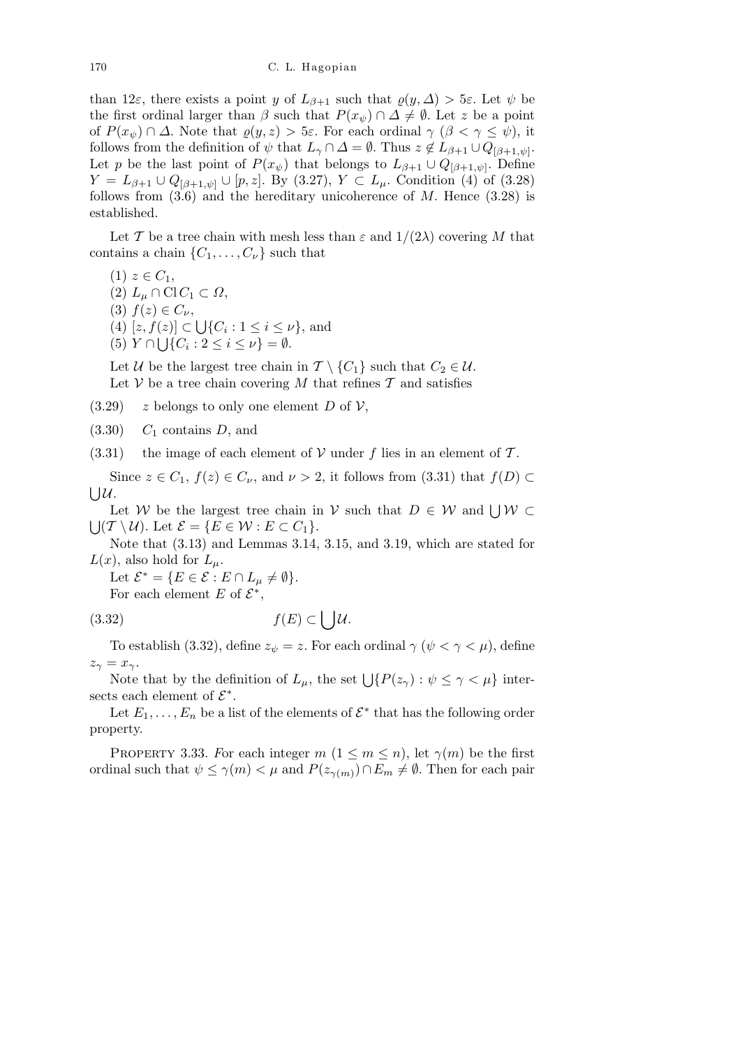than $12\varepsilon$, there exists a point $y$ of $L_{\beta+1}$ such that $\varrho(y,\Delta) > 5\varepsilon$. Let $\psi$ be the first ordinal larger than $\beta$ such that $P(x_\psi) \cap \Delta \neq \emptyset$. Let $z$ be a point of $P(x_\psi) \cap \Delta$. Note that $\varrho(y,z) > 5\varepsilon$. For each ordinal $\gamma$ ($\beta < \gamma \le \psi$), it follows from the definition of $\psi$ that $L_\gamma \cap \Delta = \emptyset$. Thus $z \notin L_{\beta+1} \cup Q_{[\beta+1,\psi]}$. Let $p$ be the last point of $P(x_\psi)$ that belongs to $L_{\beta+1} \cup Q_{[\beta+1,\psi]}$. Define $Y = L_{\beta+1} \cup Q_{[\beta+1,\psi]} \cup [p,z]$. By (3.27), $Y \subset L_\mu$. Condition (4) of (3.28) follows from (3.6) and the hereditary unicoherence of $M$. Hence (3.28) is established.

Let $\mathcal{T}$ be a tree chain with mesh less than $\varepsilon$ and $1/(2\lambda)$ covering $M$ that contains a chain $\{C_1,\ldots,C_\nu\}$ such that

(1) $z \in C_1$,
(2) $L_\mu \cap \operatorname{Cl} C_1 \subset \Omega$,
(3) $f(z) \in C_\nu$,
(4) $[z,f(z)] \subset \bigcup\{C_i : 1 \le i \le \nu\}$, and
(5) $Y \cap \bigcup\{C_i : 2 \le i \le \nu\} = \emptyset$.

Let $\mathcal{U}$ be the largest tree chain in $\mathcal{T} \setminus \{C_1\}$ such that $C_2 \in \mathcal{U}$.

Let $\mathcal{V}$ be a tree chain covering $M$ that refines $\mathcal{T}$ and satisfies

(3.29) $z$ belongs to only one element $D$ of $\mathcal{V}$,

(3.30) $C_1$ contains $D$, and

(3.31) the image of each element of $\mathcal{V}$ under $f$ lies in an element of $\mathcal{T}$.

Since $z \in C_1$, $f(z) \in C_\nu$, and $\nu > 2$, it follows from (3.31) that $f(D) \subset \bigcup\mathcal{U}$.

Let $\mathcal{W}$ be the largest tree chain in $\mathcal{V}$ such that $D \in \mathcal{W}$ and $\bigcup\mathcal{W} \subset \bigcup(\mathcal{T} \setminus \mathcal{U})$. Let $\mathcal{E} = \{E \in \mathcal{W} : E \subset C_1\}$.

Note that (3.13) and Lemmas 3.14, 3.15, and 3.19, which are stated for $L(x)$, also hold for $L_\mu$.

Let $\mathcal{E}^* = \{E \in \mathcal{E} : E \cap L_\mu \neq \emptyset\}$.

For each element $E$ of $\mathcal{E}^*$,

$$f(E) \subset \bigcup\mathcal{U}. \tag{3.32}$$

To establish (3.32), define $z_\psi = z$. For each ordinal $\gamma$ ($\psi < \gamma < \mu$), define $z_\gamma = x_\gamma$.

Note that by the definition of $L_\mu$, the set $\bigcup\{P(z_\gamma) : \psi \le \gamma < \mu\}$ intersects each element of $\mathcal{E}^*$.

Let $E_1,\ldots,E_n$ be a list of the elements of $\mathcal{E}^*$ that has the following order property.

Property 3.33. *For each integer $m$ ($1 \le m \le n$), let $\gamma(m)$ be the first ordinal such that $\psi \le \gamma(m) < \mu$ and $P(z_{\gamma(m)}) \cap E_m \neq \emptyset$. Then for each pair*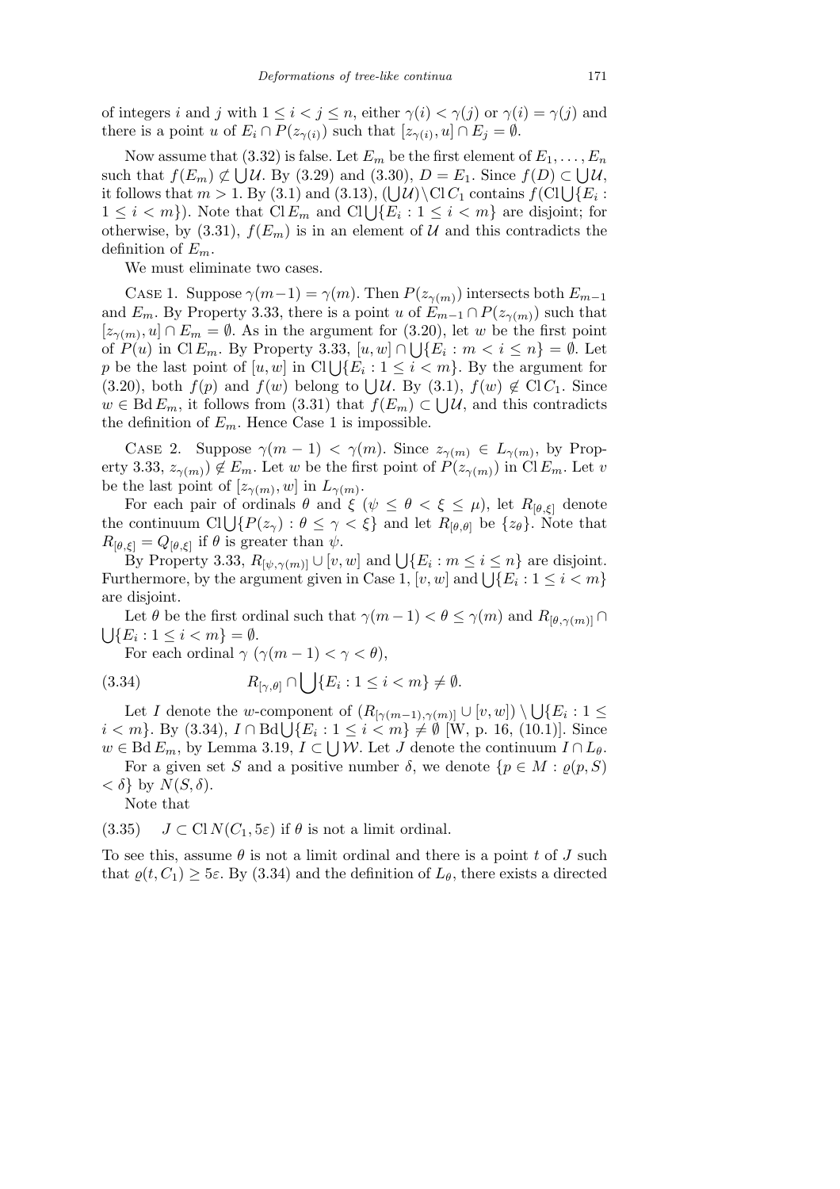of integers $i$ and $j$ with $1 \le i < j \le n$, either $\gamma(i) < \gamma(j)$ or $\gamma(i) = \gamma(j)$ and there is a point $u$ of $E_i \cap P(z_{\gamma(i)})$ such that $[z_{\gamma(i)}, u] \cap E_j = \emptyset$.

Now assume that (3.32) is false. Let $E_m$ be the first element of $E_1, \ldots, E_n$ such that $f(E_m) \not\subset \bigcup \mathcal{U}$. By (3.29) and (3.30), $D = E_1$. Since $f(D) \subset \bigcup \mathcal{U}$, it follows that $m > 1$. By (3.1) and (3.13), $(\bigcup \mathcal{U}) \setminus \operatorname{Cl} C_1$ contains $f(\operatorname{Cl} \bigcup \{E_i : 1 \le i < m\})$. Note that $\operatorname{Cl} E_m$ and $\operatorname{Cl} \bigcup \{E_i : 1 \le i < m\}$ are disjoint; for otherwise, by (3.31), $f(E_m)$ is in an element of $\mathcal{U}$ and this contradicts the definition of $E_m$.

We must eliminate two cases.

Case 1. Suppose $\gamma(m-1) = \gamma(m)$. Then $P(z_{\gamma(m)})$ intersects both $E_{m-1}$ and $E_m$. By Property 3.33, there is a point $u$ of $E_{m-1} \cap P(z_{\gamma(m)})$ such that $[z_{\gamma(m)}, u] \cap E_m = \emptyset$. As in the argument for (3.20), let $w$ be the first point of $P(u)$ in $\operatorname{Cl} E_m$. By Property 3.33, $[u, w] \cap \bigcup \{E_i : m < i \le n\} = \emptyset$. Let $p$ be the last point of $[u, w]$ in $\operatorname{Cl} \bigcup \{E_i : 1 \le i < m\}$. By the argument for (3.20), both $f(p)$ and $f(w)$ belong to $\bigcup \mathcal{U}$. By (3.1), $f(w) \notin \operatorname{Cl} C_1$. Since $w \in \operatorname{Bd} E_m$, it follows from (3.31) that $f(E_m) \subset \bigcup \mathcal{U}$, and this contradicts the definition of $E_m$. Hence Case 1 is impossible.

Case 2. Suppose $\gamma(m-1) < \gamma(m)$. Since $z_{\gamma(m)} \in L_{\gamma(m)}$, by Property 3.33, $z_{\gamma(m)}) \notin E_m$. Let $w$ be the first point of $P(z_{\gamma(m)})$ in $\operatorname{Cl} E_m$. Let $v$ be the last point of $[z_{\gamma(m)}, w]$ in $L_{\gamma(m)}$.

For each pair of ordinals $\theta$ and $\xi$ ($\psi \le \theta < \xi \le \mu$), let $R_{[\theta,\xi]}$ denote the continuum $\operatorname{Cl} \bigcup \{P(z_\gamma) : \theta \le \gamma < \xi\}$ and let $R_{[\theta,\theta]}$ be $\{z_\theta\}$. Note that $R_{[\theta,\xi]} = Q_{[\theta,\xi]}$ if $\theta$ is greater than $\psi$.

By Property 3.33, $R_{[\psi,\gamma(m)]} \cup [v, w]$ and $\bigcup \{E_i : m \le i \le n\}$ are disjoint. Furthermore, by the argument given in Case 1, $[v, w]$ and $\bigcup \{E_i : 1 \le i < m\}$ are disjoint.

Let $\theta$ be the first ordinal such that $\gamma(m-1) < \theta \le \gamma(m)$ and $R_{[\theta,\gamma(m)]} \cap \bigcup \{E_i : 1 \le i < m\} = \emptyset$.

For each ordinal $\gamma$ ($\gamma(m-1) < \gamma < \theta$),

$$
R_{[\gamma,\theta]} \cap \bigcup \{E_i : 1 \le i < m\} \ne \emptyset. \tag{3.34}
$$

Let $I$ denote the $w$-component of $(R_{[\gamma(m-1),\gamma(m)]} \cup [v, w]) \setminus \bigcup \{E_i : 1 \le i < m\}$. By (3.34), $I \cap \operatorname{Bd} \bigcup \{E_i : 1 \le i < m\} \ne \emptyset$ [W, p. 16, (10.1)]. Since $w \in \operatorname{Bd} E_m$, by Lemma 3.19, $I \subset \bigcup \mathcal{W}$. Let $J$ denote the continuum $I \cap L_\theta$.

For a given set $S$ and a positive number $\delta$, we denote $\{p \in M : \varrho(p, S) < \delta\}$ by $N(S, \delta)$.

Note that

$$
J \subset \operatorname{Cl} N(C_1, 5\varepsilon) \text{ if } \theta \text{ is not a limit ordinal.} \tag{3.35}
$$

To see this, assume $\theta$ is not a limit ordinal and there is a point $t$ of $J$ such that $\varrho(t, C_1) \ge 5\varepsilon$. By (3.34) and the definition of $L_\theta$, there exists a directed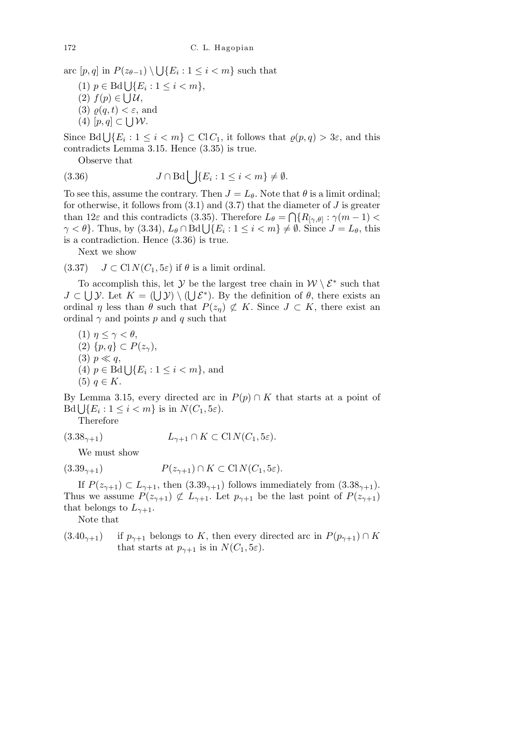arc $[p,q]$ in $P(z_{\theta-1}) \setminus \bigcup\{E_i : 1 \le i < m\}$ such that

(1) $p \in \operatorname{Bd}\bigcup\{E_i : 1 \le i < m\}$,
(2) $f(p) \in \bigcup\mathcal{U}$,
(3) $\varrho(q,t) < \varepsilon$, and
(4) $[p,q] \subset \bigcup\mathcal{W}$.

Since $\operatorname{Bd}\bigcup\{E_i : 1 \le i < m\} \subset \operatorname{Cl} C_1$, it follows that $\varrho(p,q) > 3\varepsilon$, and this contradicts Lemma 3.15. Hence (3.35) is true.

Observe that

$$J \cap \operatorname{Bd}\bigcup\{E_i : 1 \le i < m\} \ne \emptyset. \tag{3.36}$$

To see this, assume the contrary. Then $J = L_\theta$. Note that $\theta$ is a limit ordinal; for otherwise, it follows from (3.1) and (3.7) that the diameter of $J$ is greater than $12\varepsilon$ and this contradicts (3.35). Therefore $L_\theta = \bigcap\{R_{[\gamma,\theta]} : \gamma(m-1) < \gamma < \theta\}$. Thus, by (3.34), $L_\theta \cap \operatorname{Bd}\bigcup\{E_i : 1 \le i < m\} \ne \emptyset$. Since $J = L_\theta$, this is a contradiction. Hence (3.36) is true.

Next we show

(3.37) $\quad J \subset \operatorname{Cl} N(C_1, 5\varepsilon)$ if $\theta$ is a limit ordinal.

To accomplish this, let $\mathcal{Y}$ be the largest tree chain in $\mathcal{W} \setminus \mathcal{E}^*$ such that $J \subset \bigcup\mathcal{Y}$. Let $K = (\bigcup\mathcal{Y}) \setminus (\bigcup\mathcal{E}^*)$. By the definition of $\theta$, there exists an ordinal $\eta$ less than $\theta$ such that $P(z_\eta) \not\subset K$. Since $J \subset K$, there exist an ordinal $\gamma$ and points $p$ and $q$ such that

(1) $\eta \le \gamma < \theta$,
(2) $\{p,q\} \subset P(z_\gamma)$,
(3) $p \ll q$,
(4) $p \in \operatorname{Bd}\bigcup\{E_i : 1 \le i < m\}$, and
(5) $q \in K$.

By Lemma 3.15, every directed arc in $P(p) \cap K$ that starts at a point of $\operatorname{Bd}\bigcup\{E_i : 1 \le i < m\}$ is in $N(C_1, 5\varepsilon)$.

Therefore

$$L_{\gamma+1} \cap K \subset \operatorname{Cl} N(C_1, 5\varepsilon). \tag{$3.38_{\gamma+1}$}$$

We must show

$$P(z_{\gamma+1}) \cap K \subset \operatorname{Cl} N(C_1, 5\varepsilon). \tag{$3.39_{\gamma+1}$}$$

If $P(z_{\gamma+1}) \subset L_{\gamma+1}$, then $(3.39_{\gamma+1})$ follows immediately from $(3.38_{\gamma+1})$. Thus we assume $P(z_{\gamma+1}) \not\subset L_{\gamma+1}$. Let $p_{\gamma+1}$ be the last point of $P(z_{\gamma+1})$ that belongs to $L_{\gamma+1}$.

Note that

$(3.40_{\gamma+1})$ $\quad$ if $p_{\gamma+1}$ belongs to $K$, then every directed arc in $P(p_{\gamma+1}) \cap K$ that starts at $p_{\gamma+1}$ is in $N(C_1, 5\varepsilon)$.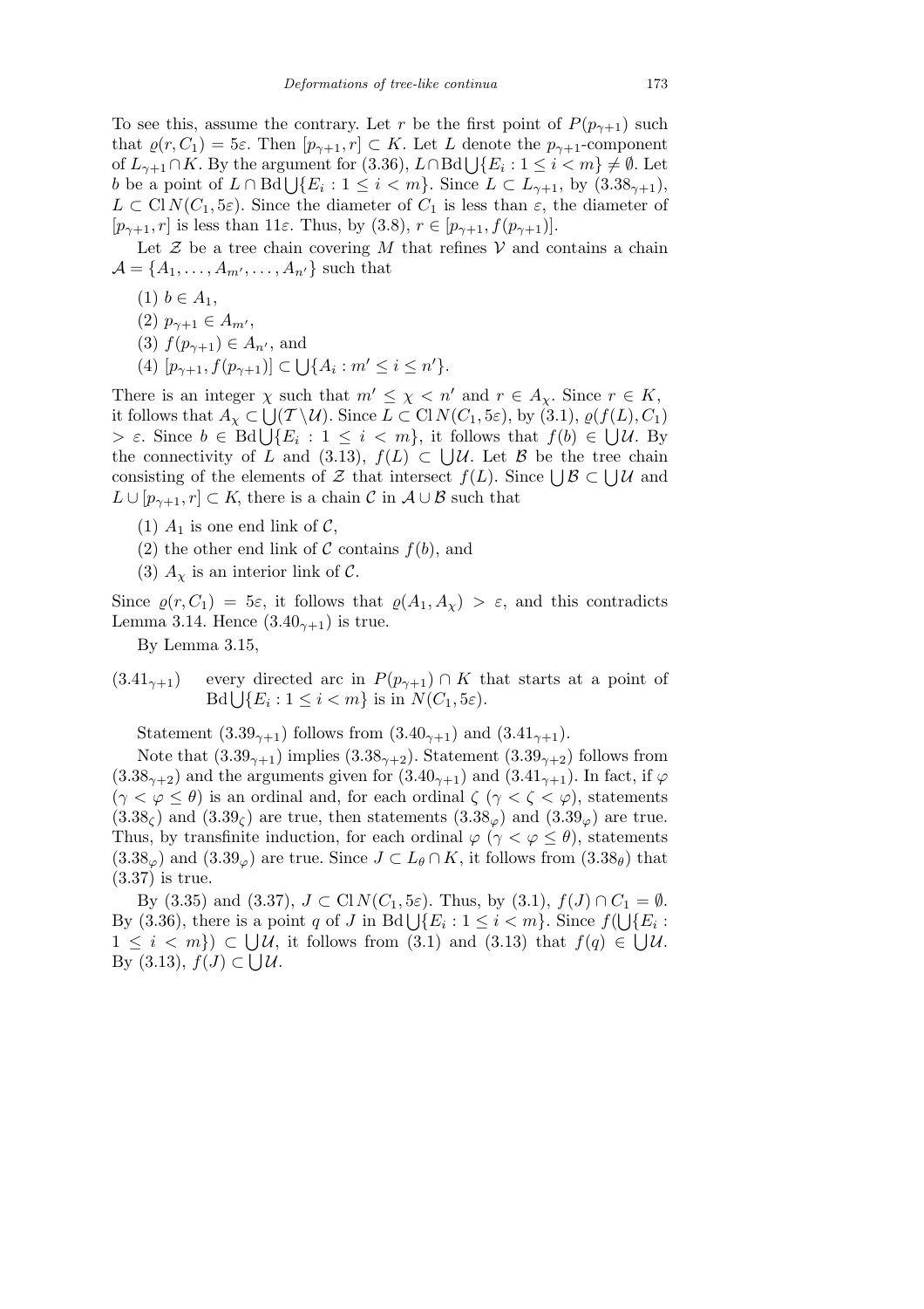To see this, assume the contrary. Let $r$ be the first point of $P(p_{\gamma+1})$ such that $\varrho(r, C_1) = 5\varepsilon$. Then $[p_{\gamma+1}, r] \subset K$. Let $L$ denote the $p_{\gamma+1}$-component of $L_{\gamma+1} \cap K$. By the argument for (3.36), $L \cap \operatorname{Bd} \bigcup\{E_i : 1 \le i < m\} \ne \emptyset$. Let $b$ be a point of $L \cap \operatorname{Bd} \bigcup\{E_i : 1 \le i < m\}$. Since $L \subset L_{\gamma+1}$, by $(3.38_{\gamma+1})$, $L \subset \operatorname{Cl} N(C_1, 5\varepsilon)$. Since the diameter of $C_1$ is less than $\varepsilon$, the diameter of $[p_{\gamma+1}, r]$ is less than $11\varepsilon$. Thus, by (3.8), $r \in [p_{\gamma+1}, f(p_{\gamma+1})]$.

Let $\mathcal{Z}$ be a tree chain covering $M$ that refines $\mathcal{V}$ and contains a chain $\mathcal{A} = \{A_1, \ldots, A_{m'}, \ldots, A_{n'}\}$ such that

(1) $b \in A_1$,

(2) $p_{\gamma+1} \in A_{m'}$,

(3) $f(p_{\gamma+1}) \in A_{n'}$, and

(4) $[p_{\gamma+1}, f(p_{\gamma+1})] \subset \bigcup\{A_i : m' \le i \le n'\}$.

There is an integer $\chi$ such that $m' \le \chi < n'$ and $r \in A_\chi$. Since $r \in K$, it follows that $A_\chi \subset \bigcup(\mathcal{T} \setminus \mathcal{U})$. Since $L \subset \operatorname{Cl} N(C_1, 5\varepsilon)$, by (3.1), $\varrho(f(L), C_1) > \varepsilon$. Since $b \in \operatorname{Bd} \bigcup\{E_i : 1 \le i < m\}$, it follows that $f(b) \in \bigcup \mathcal{U}$. By the connectivity of $L$ and (3.13), $f(L) \subset \bigcup \mathcal{U}$. Let $\mathcal{B}$ be the tree chain consisting of the elements of $\mathcal{Z}$ that intersect $f(L)$. Since $\bigcup \mathcal{B} \subset \bigcup \mathcal{U}$ and $L \cup [p_{\gamma+1}, r] \subset K$, there is a chain $\mathcal{C}$ in $\mathcal{A} \cup \mathcal{B}$ such that

(1) $A_1$ is one end link of $\mathcal{C}$,

(2) the other end link of $\mathcal{C}$ contains $f(b)$, and

(3) $A_\chi$ is an interior link of $\mathcal{C}$.

Since $\varrho(r, C_1) = 5\varepsilon$, it follows that $\varrho(A_1, A_\chi) > \varepsilon$, and this contradicts Lemma 3.14. Hence $(3.40_{\gamma+1})$ is true.

By Lemma 3.15,

$(3.41_{\gamma+1})$ every directed arc in $P(p_{\gamma+1}) \cap K$ that starts at a point of $\operatorname{Bd} \bigcup\{E_i : 1 \le i < m\}$ is in $N(C_1, 5\varepsilon)$.

Statement $(3.39_{\gamma+1})$ follows from $(3.40_{\gamma+1})$ and $(3.41_{\gamma+1})$.

Note that $(3.39_{\gamma+1})$ implies $(3.38_{\gamma+2})$. Statement $(3.39_{\gamma+2})$ follows from $(3.38_{\gamma+2})$ and the arguments given for $(3.40_{\gamma+1})$ and $(3.41_{\gamma+1})$. In fact, if $\varphi$ $(\gamma < \varphi \le \theta)$ is an ordinal and, for each ordinal $\zeta$ $(\gamma < \zeta < \varphi)$, statements $(3.38_\zeta)$ and $(3.39_\zeta)$ are true, then statements $(3.38_\varphi)$ and $(3.39_\varphi)$ are true. Thus, by transfinite induction, for each ordinal $\varphi$ $(\gamma < \varphi \le \theta)$, statements $(3.38_\varphi)$ and $(3.39_\varphi)$ are true. Since $J \subset L_\theta \cap K$, it follows from $(3.38_\theta)$ that (3.37) is true.

By (3.35) and (3.37), $J \subset \operatorname{Cl} N(C_1, 5\varepsilon)$. Thus, by (3.1), $f(J) \cap C_1 = \emptyset$. By (3.36), there is a point $q$ of $J$ in $\operatorname{Bd} \bigcup\{E_i : 1 \le i < m\}$. Since $f(\bigcup\{E_i : 1 \le i < m\}) \subset \bigcup \mathcal{U}$, it follows from (3.1) and (3.13) that $f(q) \in \bigcup \mathcal{U}$. By (3.13), $f(J) \subset \bigcup \mathcal{U}$.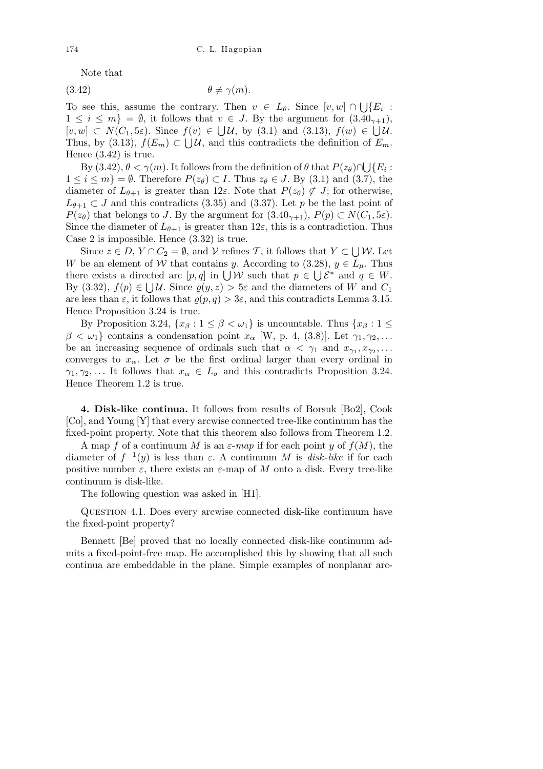Note that

$$\theta \neq \gamma(m). \tag{3.42}$$

To see this, assume the contrary. Then $v \in L_\theta$. Since $[v, w] \cap \bigcup\{E_i : 1 \le i \le m\} = \emptyset$, it follows that $v \in J$. By the argument for $(3.40_{\gamma+1})$, $[v, w] \subset N(C_1, 5\varepsilon)$. Since $f(v) \in \bigcup\mathcal{U}$, by (3.1) and (3.13), $f(w) \in \bigcup\mathcal{U}$. Thus, by (3.13), $f(E_m) \subset \bigcup\mathcal{U}$, and this contradicts the definition of $E_m$. Hence (3.42) is true.

By (3.42), $\theta < \gamma(m)$. It follows from the definition of $\theta$ that $P(z_\theta) \cap \bigcup\{E_i : 1 \le i \le m\} = \emptyset$. Therefore $P(z_\theta) \subset I$. Thus $z_\theta \in J$. By (3.1) and (3.7), the diameter of $L_{\theta+1}$ is greater than $12\varepsilon$. Note that $P(z_\theta) \not\subset J$; for otherwise, $L_{\theta+1} \subset J$ and this contradicts (3.35) and (3.37). Let $p$ be the last point of $P(z_\theta)$ that belongs to $J$. By the argument for $(3.40_{\gamma+1})$, $P(p) \subset N(C_1, 5\varepsilon)$. Since the diameter of $L_{\theta+1}$ is greater than $12\varepsilon$, this is a contradiction. Thus Case 2 is impossible. Hence (3.32) is true.

Since $z \in D$, $Y \cap C_2 = \emptyset$, and $\mathcal{V}$ refines $\mathcal{T}$, it follows that $Y \subset \bigcup\mathcal{W}$. Let $W$ be an element of $\mathcal{W}$ that contains $y$. According to (3.28), $y \in L_\mu$. Thus there exists a directed arc $[p, q]$ in $\bigcup\mathcal{W}$ such that $p \in \bigcup\mathcal{E}^*$ and $q \in W$. By (3.32), $f(p) \in \bigcup\mathcal{U}$. Since $\varrho(y, z) > 5\varepsilon$ and the diameters of $W$ and $C_1$ are less than $\varepsilon$, it follows that $\varrho(p, q) > 3\varepsilon$, and this contradicts Lemma 3.15. Hence Proposition 3.24 is true.

By Proposition 3.24, $\{x_\beta : 1 \le \beta < \omega_1\}$ is uncountable. Thus $\{x_\beta : 1 \le \beta < \omega_1\}$ contains a condensation point $x_\alpha$ [W, p. 4, (3.8)]. Let $\gamma_1, \gamma_2, \ldots$ be an increasing sequence of ordinals such that $\alpha < \gamma_1$ and $x_{\gamma_1}, x_{\gamma_2}, \ldots$ converges to $x_\alpha$. Let $\sigma$ be the first ordinal larger than every ordinal in $\gamma_1, \gamma_2, \ldots$ It follows that $x_\alpha \in L_\sigma$ and this contradicts Proposition 3.24. Hence Theorem 1.2 is true.

**4. Disk-like continua.** It follows from results of Borsuk [Bo2], Cook [Co], and Young [Y] that every arcwise connected tree-like continuum has the fixed-point property. Note that this theorem also follows from Theorem 1.2.

A map $f$ of a continuum $M$ is an *ε-map* if for each point $y$ of $f(M)$, the diameter of $f^{-1}(y)$ is less than $\varepsilon$. A continuum $M$ is *disk-like* if for each positive number $\varepsilon$, there exists an $\varepsilon$-map of $M$ onto a disk. Every tree-like continuum is disk-like.

The following question was asked in [H1].

Question 4.1. Does every arcwise connected disk-like continuum have the fixed-point property?

Bennett [Be] proved that no locally connected disk-like continuum admits a fixed-point-free map. He accomplished this by showing that all such continua are embeddable in the plane. Simple examples of nonplanar arc-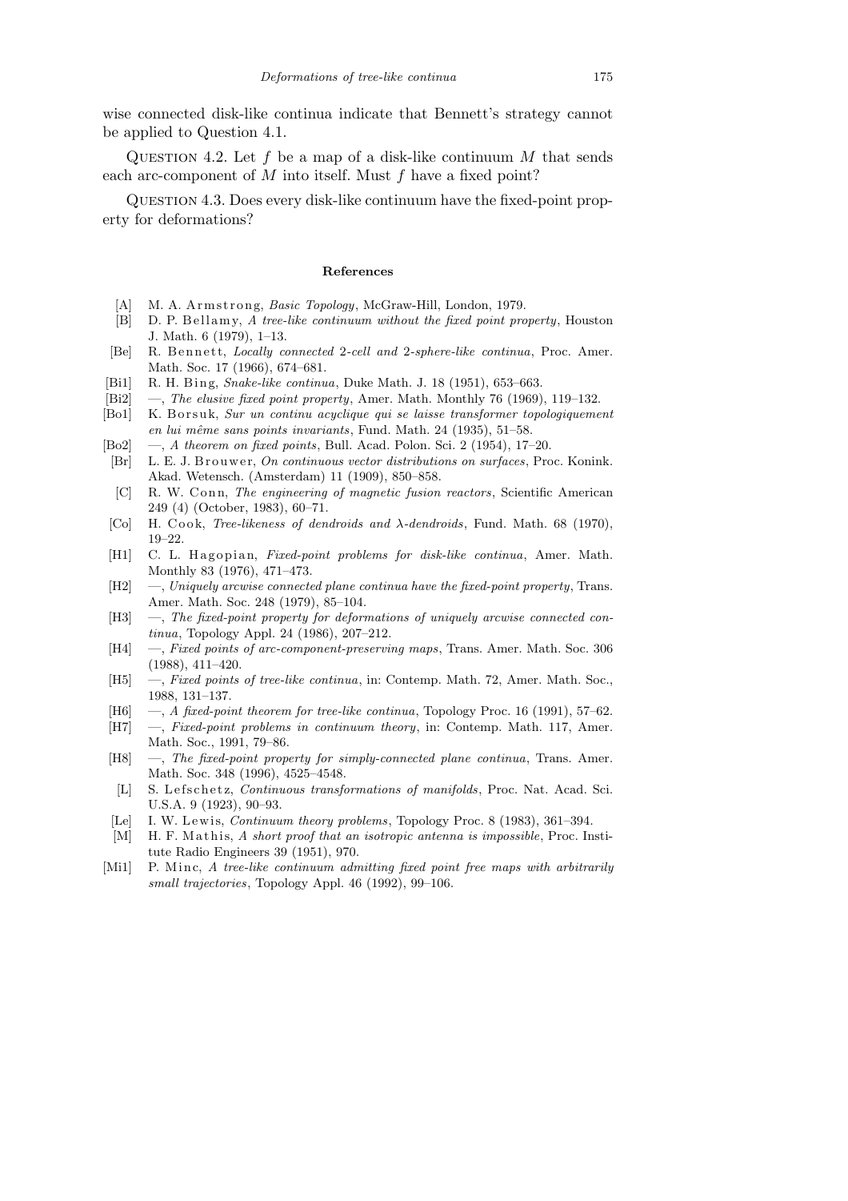wise connected disk-like continua indicate that Bennett's strategy cannot be applied to Question 4.1.

Question 4.2. Let $f$ be a map of a disk-like continuum $M$ that sends each arc-component of $M$ into itself. Must $f$ have a fixed point?

Question 4.3. Does every disk-like continuum have the fixed-point property for deformations?

## References

- [A] M. A. Armstrong, *Basic Topology*, McGraw-Hill, London, 1979.
- [B] D. P. Bellamy, *A tree-like continuum without the fixed point property*, Houston J. Math. 6 (1979), 1–13.
- [Be] R. Bennett, *Locally connected 2-cell and 2-sphere-like continua*, Proc. Amer. Math. Soc. 17 (1966), 674–681.
- [Bi1] R. H. Bing, *Snake-like continua*, Duke Math. J. 18 (1951), 653–663.
- [Bi2] —, *The elusive fixed point property*, Amer. Math. Monthly 76 (1969), 119–132.
- [Bo1] K. Borsuk, *Sur un continu acyclique qui se laisse transformer topologiquement en lui même sans points invariants*, Fund. Math. 24 (1935), 51–58.
- [Bo2] —, *A theorem on fixed points*, Bull. Acad. Polon. Sci. 2 (1954), 17–20.
- [Br] L. E. J. Brouwer, *On continuous vector distributions on surfaces*, Proc. Konink. Akad. Wetensch. (Amsterdam) 11 (1909), 850–858.
- [C] R. W. Conn, *The engineering of magnetic fusion reactors*, Scientific American 249 (4) (October, 1983), 60–71.
- [Co] H. Cook, *Tree-likeness of dendroids and $\lambda$-dendroids*, Fund. Math. 68 (1970), 19–22.
- [H1] C. L. Hagopian, *Fixed-point problems for disk-like continua*, Amer. Math. Monthly 83 (1976), 471–473.
- [H2] —, *Uniquely arcwise connected plane continua have the fixed-point property*, Trans. Amer. Math. Soc. 248 (1979), 85–104.
- [H3] —, *The fixed-point property for deformations of uniquely arcwise connected continua*, Topology Appl. 24 (1986), 207–212.
- [H4] —, *Fixed points of arc-component-preserving maps*, Trans. Amer. Math. Soc. 306 (1988), 411–420.
- [H5] —, *Fixed points of tree-like continua*, in: Contemp. Math. 72, Amer. Math. Soc., 1988, 131–137.
- [H6] —, *A fixed-point theorem for tree-like continua*, Topology Proc. 16 (1991), 57–62.
- [H7] —, *Fixed-point problems in continuum theory*, in: Contemp. Math. 117, Amer. Math. Soc., 1991, 79–86.
- [H8] —, *The fixed-point property for simply-connected plane continua*, Trans. Amer. Math. Soc. 348 (1996), 4525–4548.
- [L] S. Lefschetz, *Continuous transformations of manifolds*, Proc. Nat. Acad. Sci. U.S.A. 9 (1923), 90–93.
- [Le] I. W. Lewis, *Continuum theory problems*, Topology Proc. 8 (1983), 361–394.
- [M] H. F. Mathis, *A short proof that an isotropic antenna is impossible*, Proc. Institute Radio Engineers 39 (1951), 970.
- [Mi1] P. Minc, *A tree-like continuum admitting fixed point free maps with arbitrarily small trajectories*, Topology Appl. 46 (1992), 99–106.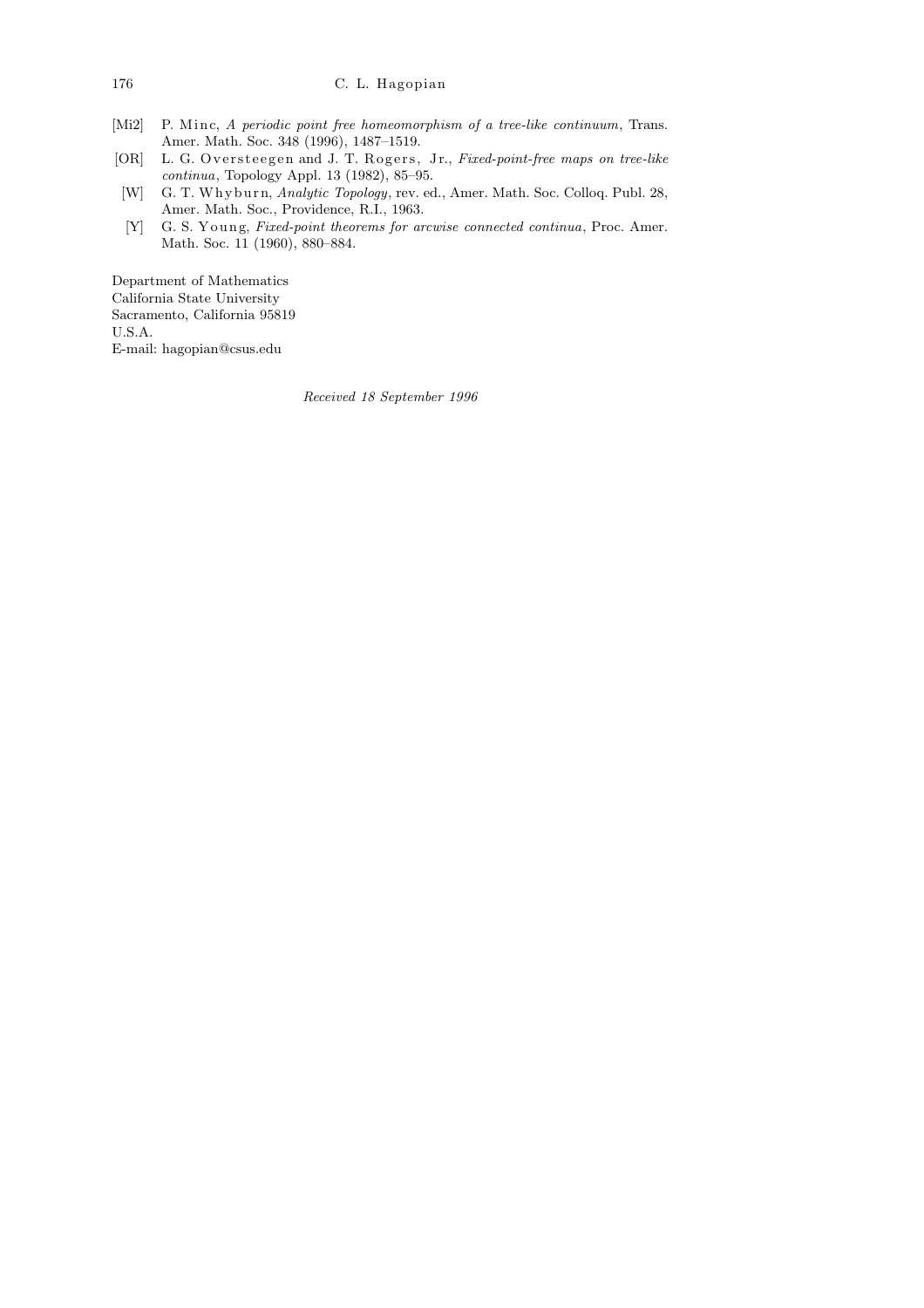[Mi2] P. Minc, *A periodic point free homeomorphism of a tree-like continuum*, Trans. Amer. Math. Soc. 348 (1996), 1487–1519.

[OR] L. G. Oversteegen and J. T. Rogers, Jr., *Fixed-point-free maps on tree-like continua*, Topology Appl. 13 (1982), 85–95.

[W] G. T. Whyburn, *Analytic Topology*, rev. ed., Amer. Math. Soc. Colloq. Publ. 28, Amer. Math. Soc., Providence, R.I., 1963.

[Y] G. S. Young, *Fixed-point theorems for arcwise connected continua*, Proc. Amer. Math. Soc. 11 (1960), 880–884.

Department of Mathematics
California State University
Sacramento, California 95819
U.S.A.
E-mail: hagopian@csus.edu

*Received 18 September 1996*